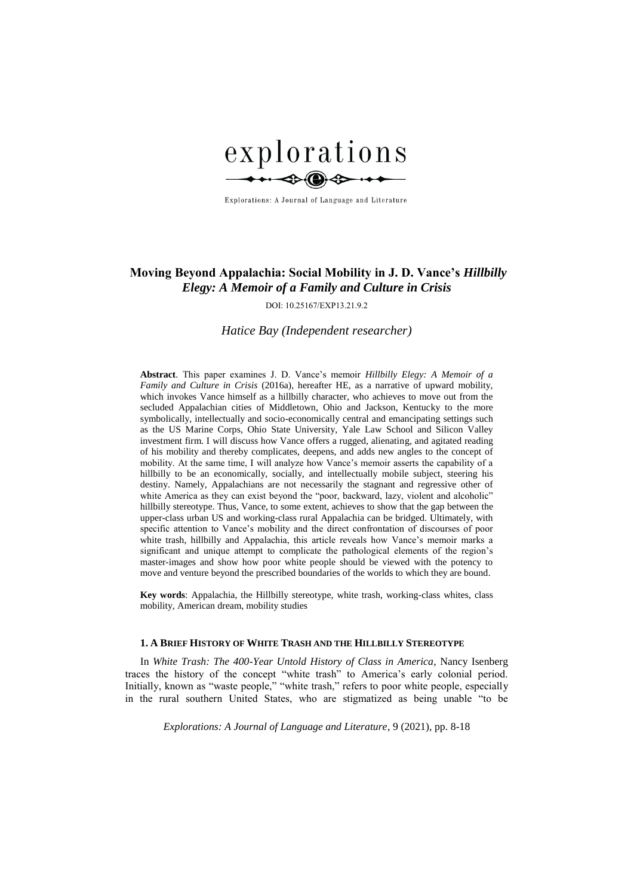explorations

Explorations: A Journal of Language and Literature

# Moving Beyond Appalachia: Social Mobility in J. D. Vance's *Hillbilly Elegy: A Memoir of a Family and Culture in Crisis*

DOI: 10.25167/EXP13.21.9.2

*Hatice Bay (Independent researcher)*

**Abstract**. This paper examines J. D. Vance's memoir *Hillbilly Elegy: A Memoir of a Family and Culture in Crisis* (2016a), hereafter HE, as a narrative of upward mobility, which invokes Vance himself as a hillbilly character, who achieves to move out from the secluded Appalachian cities of Middletown, Ohio and Jackson, Kentucky to the more symbolically, intellectually and socio-economically central and emancipating settings such as the US Marine Corps, Ohio State University, Yale Law School and Silicon Valley investment firm. I will discuss how Vance offers a rugged, alienating, and agitated reading of his mobility and thereby complicates, deepens, and adds new angles to the concept of mobility. At the same time, I will analyze how Vance's memoir asserts the capability of a hillbilly to be an economically, socially, and intellectually mobile subject, steering his destiny. Namely, Appalachians are not necessarily the stagnant and regressive other of white America as they can exist beyond the "poor, backward, lazy, violent and alcoholic" hillbilly stereotype. Thus, Vance, to some extent, achieves to show that the gap between the upper-class urban US and working-class rural Appalachia can be bridged. Ultimately, with specific attention to Vance's mobility and the direct confrontation of discourses of poor white trash, hillbilly and Appalachia, this article reveals how Vance's memoir marks a significant and unique attempt to complicate the pathological elements of the region's master-images and show how poor white people should be viewed with the potency to move and venture beyond the prescribed boundaries of the worlds to which they are bound.

**Key words**: Appalachia, the Hillbilly stereotype, white trash, working-class whites, class mobility, American dream, mobility studies

## 1. A Brief History of White Trash and the Hillbilly Stereotype

In *White Trash: The 400-Year Untold History of Class in America*, Nancy Isenberg traces the history of the concept "white trash" to America's early colonial period. Initially, known as "waste people," "white trash," refers to poor white people, especially in the rural southern United States, who are stigmatized as being unable "to be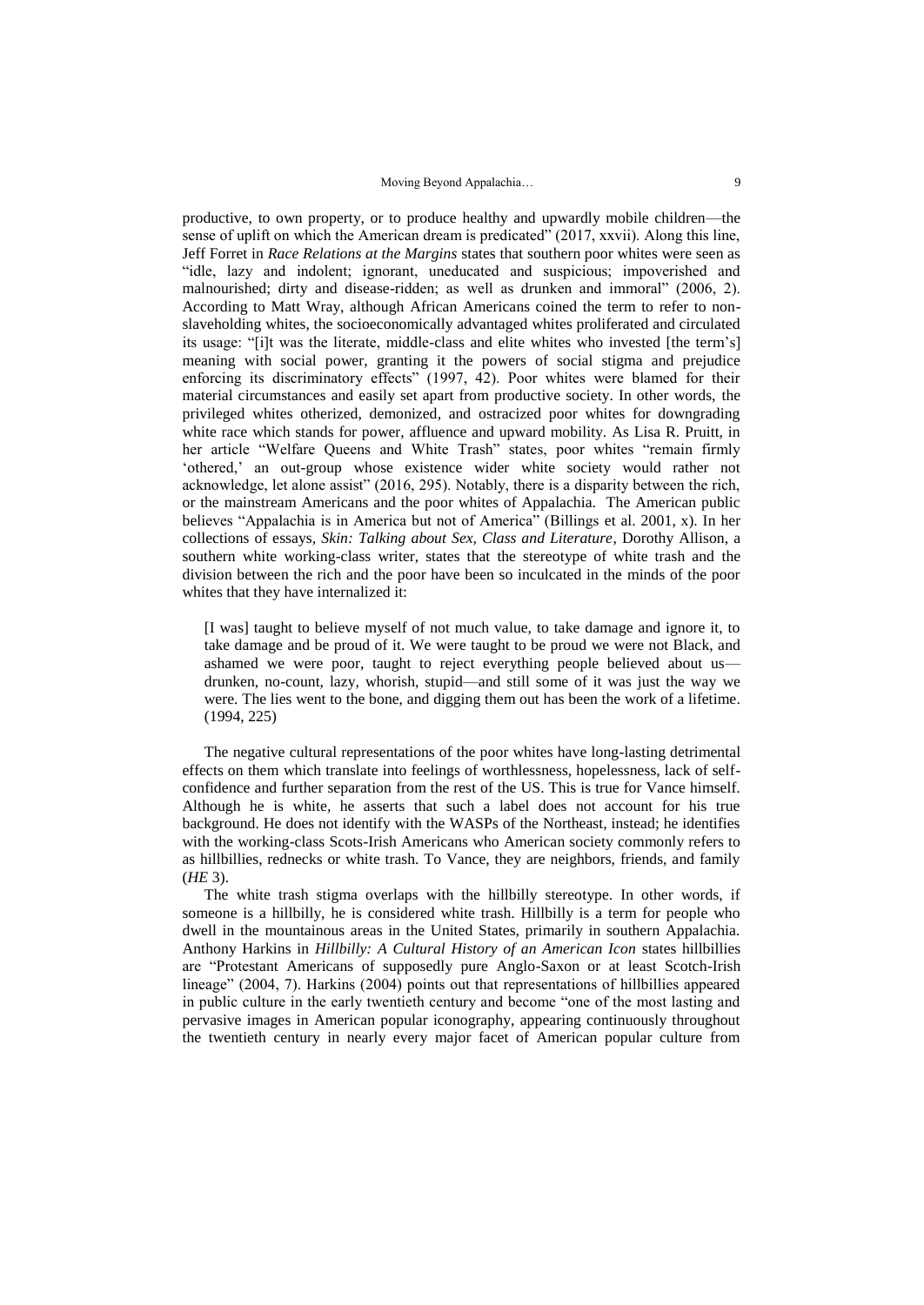productive, to own property, or to produce healthy and upwardly mobile children—the sense of uplift on which the American dream is predicated" (2017, xxvii). Along this line, Jeff Forret in *Race Relations at the Margins* states that southern poor whites were seen as "idle, lazy and indolent; ignorant, uneducated and suspicious; impoverished and malnourished; dirty and disease-ridden; as well as drunken and immoral" (2006, 2). According to Matt Wray, although African Americans coined the term to refer to non-slaveholding whites, the socioeconomically advantaged whites proliferated and circulated its usage: "[i]t was the literate, middle-class and elite whites who invested [the term's] meaning with social power, granting it the powers of social stigma and prejudice enforcing its discriminatory effects" (1997, 42). Poor whites were blamed for their material circumstances and easily set apart from productive society. In other words, the privileged whites otherized, demonized, and ostracized poor whites for downgrading white race which stands for power, affluence and upward mobility. As Lisa R. Pruitt, in her article "Welfare Queens and White Trash" states, poor whites "remain firmly 'othered,' an out-group whose existence wider white society would rather not acknowledge, let alone assist" (2016, 295). Notably, there is a disparity between the rich, or the mainstream Americans and the poor whites of Appalachia. The American public believes "Appalachia is in America but not of America" (Billings et al. 2001, x). In her collections of essays, *Skin: Talking about Sex, Class and Literature,* Dorothy Allison, a southern white working-class writer, states that the stereotype of white trash and the division between the rich and the poor have been so inculcated in the minds of the poor whites that they have internalized it:

> [I was] taught to believe myself of not much value, to take damage and ignore it, to take damage and be proud of it. We were taught to be proud we were not Black, and ashamed we were poor, taught to reject everything people believed about us—drunken, no-count, lazy, whorish, stupid—and still some of it was just the way we were. The lies went to the bone, and digging them out has been the work of a lifetime. (1994, 225)

The negative cultural representations of the poor whites have long-lasting detrimental effects on them which translate into feelings of worthlessness, hopelessness, lack of self-confidence and further separation from the rest of the US. This is true for Vance himself. Although he is white, he asserts that such a label does not account for his true background. He does not identify with the WASPs of the Northeast, instead; he identifies with the working-class Scots-Irish Americans who American society commonly refers to as hillbillies, rednecks or white trash. To Vance, they are neighbors, friends, and family (*HE* 3).

The white trash stigma overlaps with the hillbilly stereotype. In other words, if someone is a hillbilly, he is considered white trash. Hillbilly is a term for people who dwell in the mountainous areas in the United States, primarily in southern Appalachia. Anthony Harkins in *Hillbilly: A Cultural History of an American Icon* states hillbillies are "Protestant Americans of supposedly pure Anglo-Saxon or at least Scotch-Irish lineage" (2004, 7). Harkins (2004) points out that representations of hillbillies appeared in public culture in the early twentieth century and become "one of the most lasting and pervasive images in American popular iconography, appearing continuously throughout the twentieth century in nearly every major facet of American popular culture from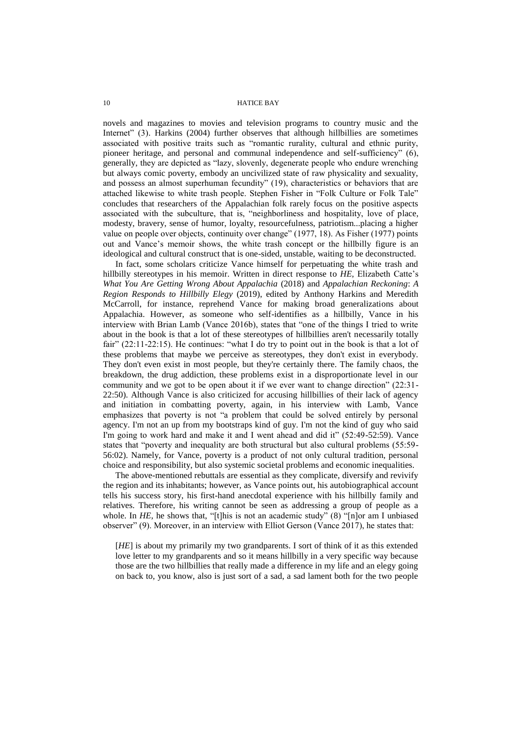novels and magazines to movies and television programs to country music and the Internet" (3). Harkins (2004) further observes that although hillbillies are sometimes associated with positive traits such as "romantic rurality, cultural and ethnic purity, pioneer heritage, and personal and communal independence and self-sufficiency" (6), generally, they are depicted as "lazy, slovenly, degenerate people who endure wrenching but always comic poverty, embody an uncivilized state of raw physicality and sexuality, and possess an almost superhuman fecundity" (19), characteristics or behaviors that are attached likewise to white trash people. Stephen Fisher in "Folk Culture or Folk Tale" concludes that researchers of the Appalachian folk rarely focus on the positive aspects associated with the subculture, that is, "neighborliness and hospitality, love of place, modesty, bravery, sense of humor, loyalty, resourcefulness, patriotism...placing a higher value on people over objects, continuity over change" (1977, 18). As Fisher (1977) points out and Vance's memoir shows, the white trash concept or the hillbilly figure is an ideological and cultural construct that is one-sided, unstable, waiting to be deconstructed.

In fact, some scholars criticize Vance himself for perpetuating the white trash and hillbilly stereotypes in his memoir. Written in direct response to *HE*, Elizabeth Catte's *What You Are Getting Wrong About Appalachia* (2018) and *Appalachian Reckoning*: *A Region Responds to Hillbilly Elegy* (2019), edited by Anthony Harkins and Meredith McCarroll, for instance, reprehend Vance for making broad generalizations about Appalachia. However, as someone who self-identifies as a hillbilly, Vance in his interview with Brian Lamb (Vance 2016b), states that "one of the things I tried to write about in the book is that a lot of these stereotypes of hillbillies aren't necessarily totally fair" (22:11-22:15). He continues: "what I do try to point out in the book is that a lot of these problems that maybe we perceive as stereotypes, they don't exist in everybody. They don't even exist in most people, but they're certainly there. The family chaos, the breakdown, the drug addiction, these problems exist in a disproportionate level in our community and we got to be open about it if we ever want to change direction" (22:31-22:50). Although Vance is also criticized for accusing hillbillies of their lack of agency and initiation in combatting poverty, again, in his interview with Lamb, Vance emphasizes that poverty is not "a problem that could be solved entirely by personal agency. I'm not an up from my bootstraps kind of guy. I'm not the kind of guy who said I'm going to work hard and make it and I went ahead and did it" (52:49-52:59). Vance states that "poverty and inequality are both structural but also cultural problems (55:59-56:02). Namely, for Vance, poverty is a product of not only cultural tradition, personal choice and responsibility, but also systemic societal problems and economic inequalities.

The above-mentioned rebuttals are essential as they complicate, diversify and revivify the region and its inhabitants; however, as Vance points out, his autobiographical account tells his success story, his first-hand anecdotal experience with his hillbilly family and relatives. Therefore, his writing cannot be seen as addressing a group of people as a whole. In *HE*, he shows that, "[t]his is not an academic study" (8) "[n]or am I unbiased observer" (9). Moreover, in an interview with Elliot Gerson (Vance 2017), he states that:

> [*HE*] is about my primarily my two grandparents. I sort of think of it as this extended love letter to my grandparents and so it means hillbilly in a very specific way because those are the two hillbillies that really made a difference in my life and an elegy going on back to, you know, also is just sort of a sad, a sad lament both for the two people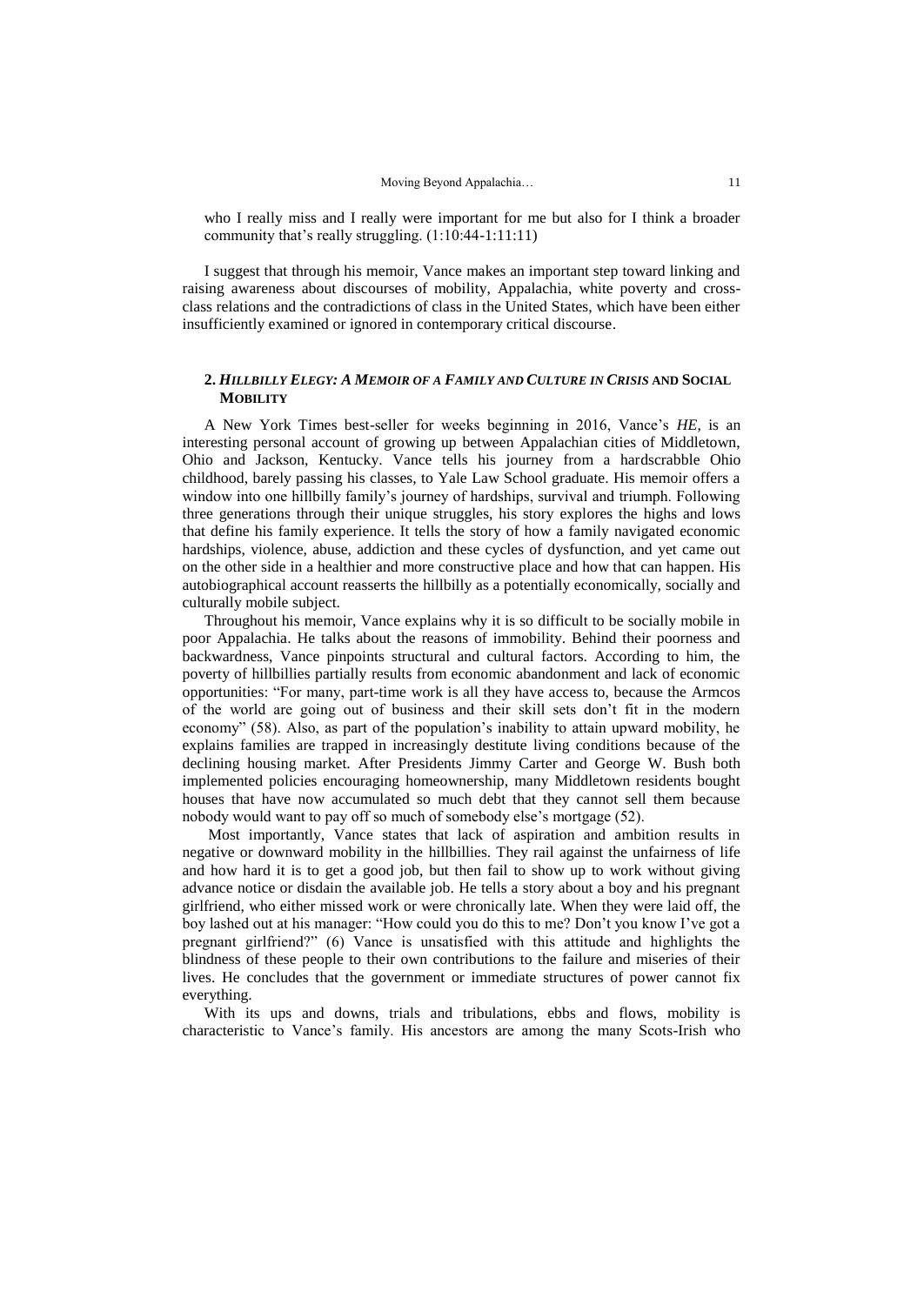who I really miss and I really were important for me but also for I think a broader community that's really struggling. (1:10:44-1:11:11)

I suggest that through his memoir, Vance makes an important step toward linking and raising awareness about discourses of mobility, Appalachia, white poverty and cross-class relations and the contradictions of class in the United States, which have been either insufficiently examined or ignored in contemporary critical discourse.

## 2. *HILLBILLY ELEGY: A MEMOIR OF A FAMILY AND CULTURE IN CRISIS* AND SOCIAL MOBILITY

A New York Times best-seller for weeks beginning in 2016, Vance's *HE*, is an interesting personal account of growing up between Appalachian cities of Middletown, Ohio and Jackson, Kentucky. Vance tells his journey from a hardscrabble Ohio childhood, barely passing his classes, to Yale Law School graduate. His memoir offers a window into one hillbilly family's journey of hardships, survival and triumph. Following three generations through their unique struggles, his story explores the highs and lows that define his family experience. It tells the story of how a family navigated economic hardships, violence, abuse, addiction and these cycles of dysfunction, and yet came out on the other side in a healthier and more constructive place and how that can happen. His autobiographical account reasserts the hillbilly as a potentially economically, socially and culturally mobile subject.

Throughout his memoir, Vance explains why it is so difficult to be socially mobile in poor Appalachia. He talks about the reasons of immobility. Behind their poorness and backwardness, Vance pinpoints structural and cultural factors. According to him, the poverty of hillbillies partially results from economic abandonment and lack of economic opportunities: "For many, part-time work is all they have access to, because the Armcos of the world are going out of business and their skill sets don't fit in the modern economy" (58). Also, as part of the population's inability to attain upward mobility, he explains families are trapped in increasingly destitute living conditions because of the declining housing market. After Presidents Jimmy Carter and George W. Bush both implemented policies encouraging homeownership, many Middletown residents bought houses that have now accumulated so much debt that they cannot sell them because nobody would want to pay off so much of somebody else's mortgage (52).

Most importantly, Vance states that lack of aspiration and ambition results in negative or downward mobility in the hillbillies. They rail against the unfairness of life and how hard it is to get a good job, but then fail to show up to work without giving advance notice or disdain the available job. He tells a story about a boy and his pregnant girlfriend, who either missed work or were chronically late. When they were laid off, the boy lashed out at his manager: "How could you do this to me? Don't you know I've got a pregnant girlfriend?" (6) Vance is unsatisfied with this attitude and highlights the blindness of these people to their own contributions to the failure and miseries of their lives. He concludes that the government or immediate structures of power cannot fix everything.

With its ups and downs, trials and tribulations, ebbs and flows, mobility is characteristic to Vance's family. His ancestors are among the many Scots-Irish who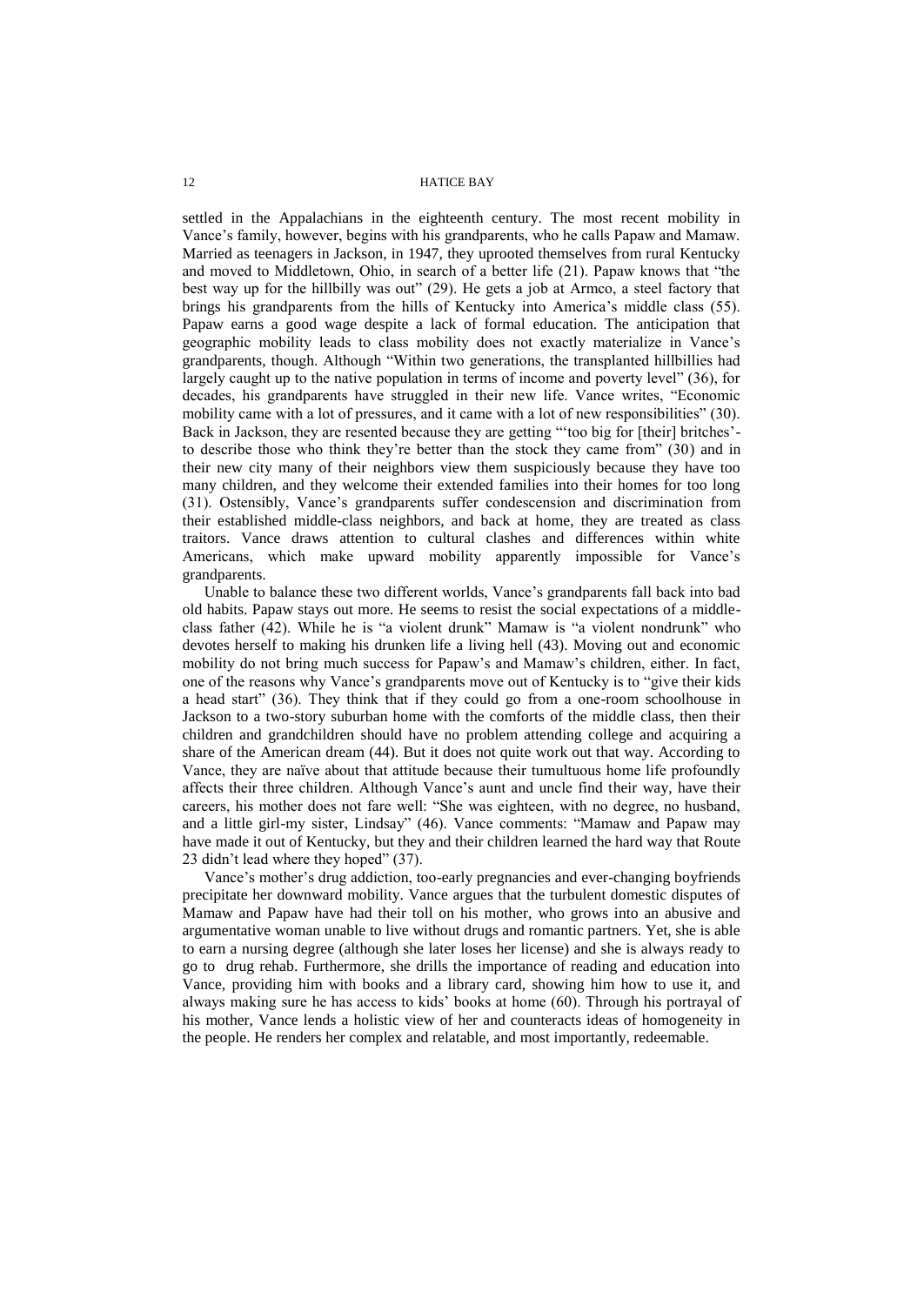settled in the Appalachians in the eighteenth century. The most recent mobility in Vance's family, however, begins with his grandparents, who he calls Papaw and Mamaw. Married as teenagers in Jackson, in 1947, they uprooted themselves from rural Kentucky and moved to Middletown, Ohio, in search of a better life (21). Papaw knows that "the best way up for the hillbilly was out" (29). He gets a job at Armco, a steel factory that brings his grandparents from the hills of Kentucky into America's middle class (55). Papaw earns a good wage despite a lack of formal education. The anticipation that geographic mobility leads to class mobility does not exactly materialize in Vance's grandparents, though. Although "Within two generations, the transplanted hillbillies had largely caught up to the native population in terms of income and poverty level" (36), for decades, his grandparents have struggled in their new life. Vance writes, "Economic mobility came with a lot of pressures, and it came with a lot of new responsibilities" (30). Back in Jackson, they are resented because they are getting "'too big for [their] britches'- to describe those who think they're better than the stock they came from" (30) and in their new city many of their neighbors view them suspiciously because they have too many children, and they welcome their extended families into their homes for too long (31). Ostensibly, Vance's grandparents suffer condescension and discrimination from their established middle-class neighbors, and back at home, they are treated as class traitors. Vance draws attention to cultural clashes and differences within white Americans, which make upward mobility apparently impossible for Vance's grandparents.

Unable to balance these two different worlds, Vance's grandparents fall back into bad old habits. Papaw stays out more. He seems to resist the social expectations of a middle-class father (42). While he is "a violent drunk" Mamaw is "a violent nondrunk" who devotes herself to making his drunken life a living hell (43). Moving out and economic mobility do not bring much success for Papaw's and Mamaw's children, either. In fact, one of the reasons why Vance's grandparents move out of Kentucky is to "give their kids a head start" (36). They think that if they could go from a one-room schoolhouse in Jackson to a two-story suburban home with the comforts of the middle class, then their children and grandchildren should have no problem attending college and acquiring a share of the American dream (44). But it does not quite work out that way. According to Vance, they are naïve about that attitude because their tumultuous home life profoundly affects their three children. Although Vance's aunt and uncle find their way, have their careers, his mother does not fare well: "She was eighteen, with no degree, no husband, and a little girl-my sister, Lindsay" (46). Vance comments: "Mamaw and Papaw may have made it out of Kentucky, but they and their children learned the hard way that Route 23 didn't lead where they hoped" (37).

Vance's mother's drug addiction, too-early pregnancies and ever-changing boyfriends precipitate her downward mobility. Vance argues that the turbulent domestic disputes of Mamaw and Papaw have had their toll on his mother, who grows into an abusive and argumentative woman unable to live without drugs and romantic partners. Yet, she is able to earn a nursing degree (although she later loses her license) and she is always ready to go to drug rehab. Furthermore, she drills the importance of reading and education into Vance, providing him with books and a library card, showing him how to use it, and always making sure he has access to kids' books at home (60). Through his portrayal of his mother, Vance lends a holistic view of her and counteracts ideas of homogeneity in the people. He renders her complex and relatable, and most importantly, redeemable.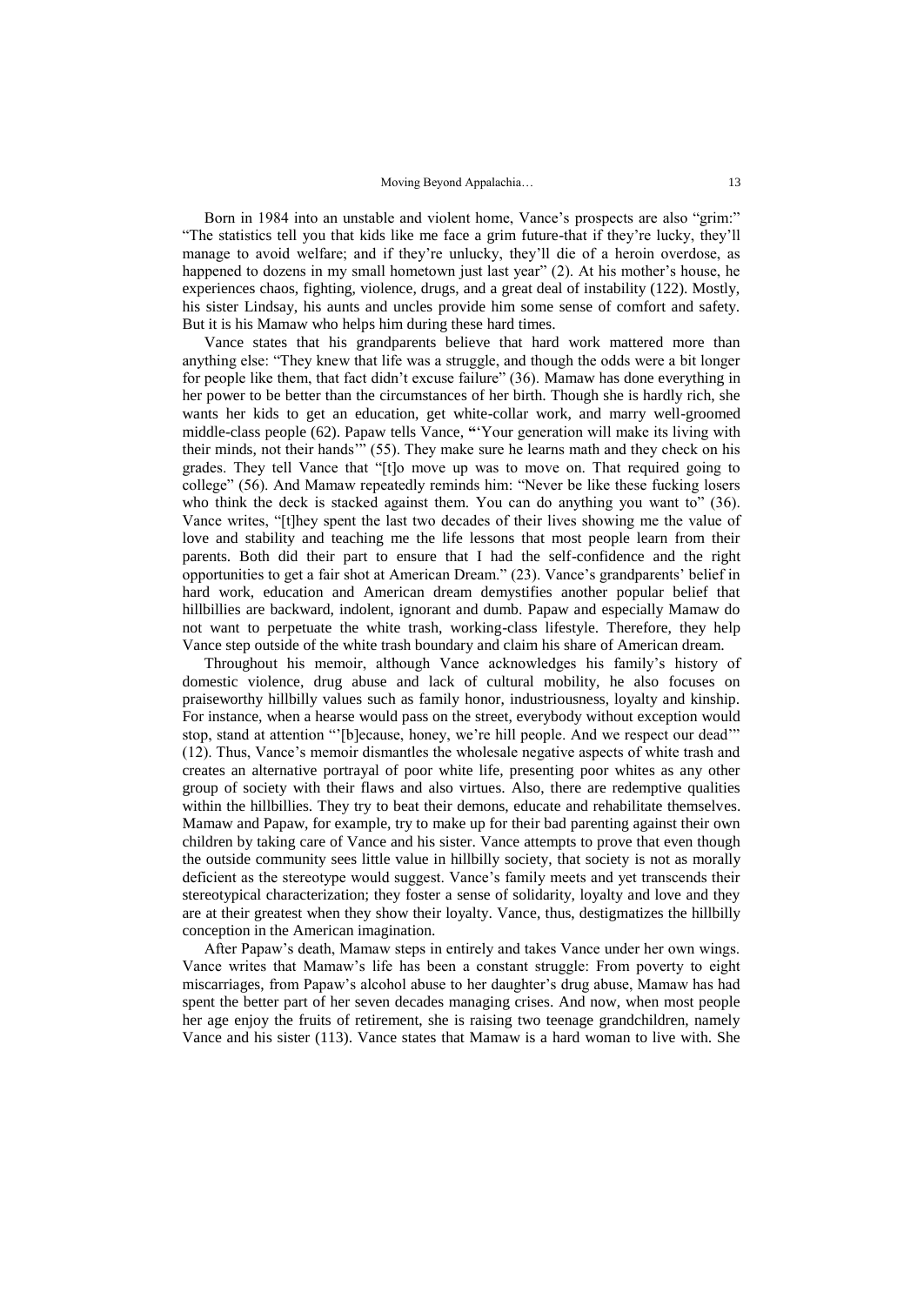Born in 1984 into an unstable and violent home, Vance's prospects are also "grim:" "The statistics tell you that kids like me face a grim future-that if they're lucky, they'll manage to avoid welfare; and if they're unlucky, they'll die of a heroin overdose, as happened to dozens in my small hometown just last year" (2). At his mother's house, he experiences chaos, fighting, violence, drugs, and a great deal of instability (122). Mostly, his sister Lindsay, his aunts and uncles provide him some sense of comfort and safety. But it is his Mamaw who helps him during these hard times.

Vance states that his grandparents believe that hard work mattered more than anything else: "They knew that life was a struggle, and though the odds were a bit longer for people like them, that fact didn't excuse failure" (36). Mamaw has done everything in her power to be better than the circumstances of her birth. Though she is hardly rich, she wants her kids to get an education, get white-collar work, and marry well-groomed middle-class people (62). Papaw tells Vance, **"**'Your generation will make its living with their minds, not their hands'" (55). They make sure he learns math and they check on his grades. They tell Vance that "[t]o move up was to move on. That required going to college" (56). And Mamaw repeatedly reminds him: "Never be like these fucking losers who think the deck is stacked against them. You can do anything you want to" (36). Vance writes, "[t]hey spent the last two decades of their lives showing me the value of love and stability and teaching me the life lessons that most people learn from their parents. Both did their part to ensure that I had the self-confidence and the right opportunities to get a fair shot at American Dream." (23). Vance's grandparents' belief in hard work, education and American dream demystifies another popular belief that hillbillies are backward, indolent, ignorant and dumb. Papaw and especially Mamaw do not want to perpetuate the white trash, working-class lifestyle. Therefore, they help Vance step outside of the white trash boundary and claim his share of American dream.

Throughout his memoir, although Vance acknowledges his family's history of domestic violence, drug abuse and lack of cultural mobility, he also focuses on praiseworthy hillbilly values such as family honor, industriousness, loyalty and kinship. For instance, when a hearse would pass on the street, everybody without exception would stop, stand at attention "'[b]ecause, honey, we're hill people. And we respect our dead'" (12). Thus, Vance's memoir dismantles the wholesale negative aspects of white trash and creates an alternative portrayal of poor white life, presenting poor whites as any other group of society with their flaws and also virtues. Also, there are redemptive qualities within the hillbillies. They try to beat their demons, educate and rehabilitate themselves. Mamaw and Papaw, for example, try to make up for their bad parenting against their own children by taking care of Vance and his sister. Vance attempts to prove that even though the outside community sees little value in hillbilly society, that society is not as morally deficient as the stereotype would suggest. Vance's family meets and yet transcends their stereotypical characterization; they foster a sense of solidarity, loyalty and love and they are at their greatest when they show their loyalty. Vance, thus, destigmatizes the hillbilly conception in the American imagination.

After Papaw's death, Mamaw steps in entirely and takes Vance under her own wings. Vance writes that Mamaw's life has been a constant struggle: From poverty to eight miscarriages, from Papaw's alcohol abuse to her daughter's drug abuse, Mamaw has had spent the better part of her seven decades managing crises. And now, when most people her age enjoy the fruits of retirement, she is raising two teenage grandchildren, namely Vance and his sister (113). Vance states that Mamaw is a hard woman to live with. She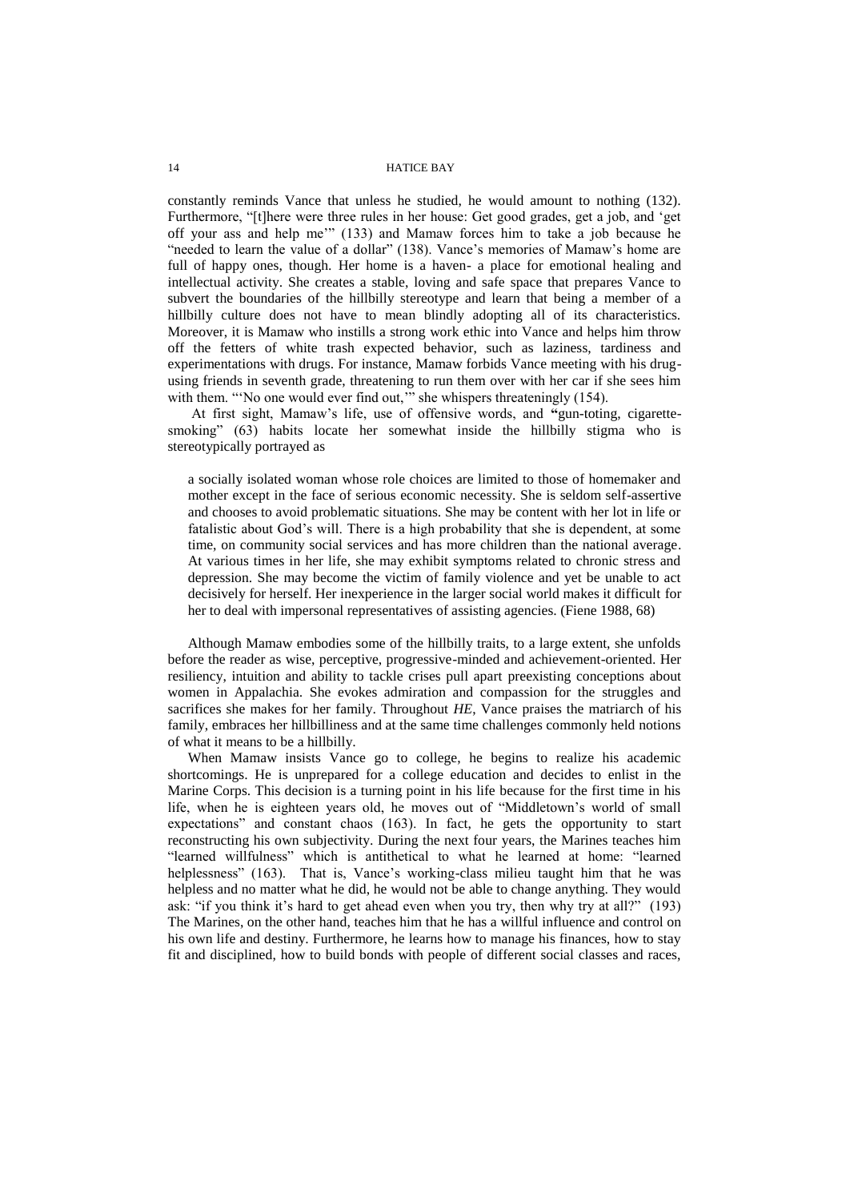constantly reminds Vance that unless he studied, he would amount to nothing (132). Furthermore, "[t]here were three rules in her house: Get good grades, get a job, and 'get off your ass and help me'" (133) and Mamaw forces him to take a job because he "needed to learn the value of a dollar" (138). Vance's memories of Mamaw's home are full of happy ones, though. Her home is a haven- a place for emotional healing and intellectual activity. She creates a stable, loving and safe space that prepares Vance to subvert the boundaries of the hillbilly stereotype and learn that being a member of a hillbilly culture does not have to mean blindly adopting all of its characteristics. Moreover, it is Mamaw who instills a strong work ethic into Vance and helps him throw off the fetters of white trash expected behavior, such as laziness, tardiness and experimentations with drugs. For instance, Mamaw forbids Vance meeting with his drug-using friends in seventh grade, threatening to run them over with her car if she sees him with them. "'No one would ever find out,'" she whispers threateningly (154).

At first sight, Mamaw's life, use of offensive words, and "gun-toting, cigarette-smoking" (63) habits locate her somewhat inside the hillbilly stigma who is stereotypically portrayed as

> a socially isolated woman whose role choices are limited to those of homemaker and mother except in the face of serious economic necessity. She is seldom self-assertive and chooses to avoid problematic situations. She may be content with her lot in life or fatalistic about God's will. There is a high probability that she is dependent, at some time, on community social services and has more children than the national average. At various times in her life, she may exhibit symptoms related to chronic stress and depression. She may become the victim of family violence and yet be unable to act decisively for herself. Her inexperience in the larger social world makes it difficult for her to deal with impersonal representatives of assisting agencies. (Fiene 1988, 68)

Although Mamaw embodies some of the hillbilly traits, to a large extent, she unfolds before the reader as wise, perceptive, progressive-minded and achievement-oriented. Her resiliency, intuition and ability to tackle crises pull apart preexisting conceptions about women in Appalachia. She evokes admiration and compassion for the struggles and sacrifices she makes for her family. Throughout *HE*, Vance praises the matriarch of his family, embraces her hillbilliness and at the same time challenges commonly held notions of what it means to be a hillbilly.

When Mamaw insists Vance go to college, he begins to realize his academic shortcomings. He is unprepared for a college education and decides to enlist in the Marine Corps. This decision is a turning point in his life because for the first time in his life, when he is eighteen years old, he moves out of "Middletown's world of small expectations" and constant chaos (163). In fact, he gets the opportunity to start reconstructing his own subjectivity. During the next four years, the Marines teaches him "learned willfulness" which is antithetical to what he learned at home: "learned helplessness" (163). That is, Vance's working-class milieu taught him that he was helpless and no matter what he did, he would not be able to change anything. They would ask: "if you think it's hard to get ahead even when you try, then why try at all?" (193) The Marines, on the other hand, teaches him that he has a willful influence and control on his own life and destiny. Furthermore, he learns how to manage his finances, how to stay fit and disciplined, how to build bonds with people of different social classes and races,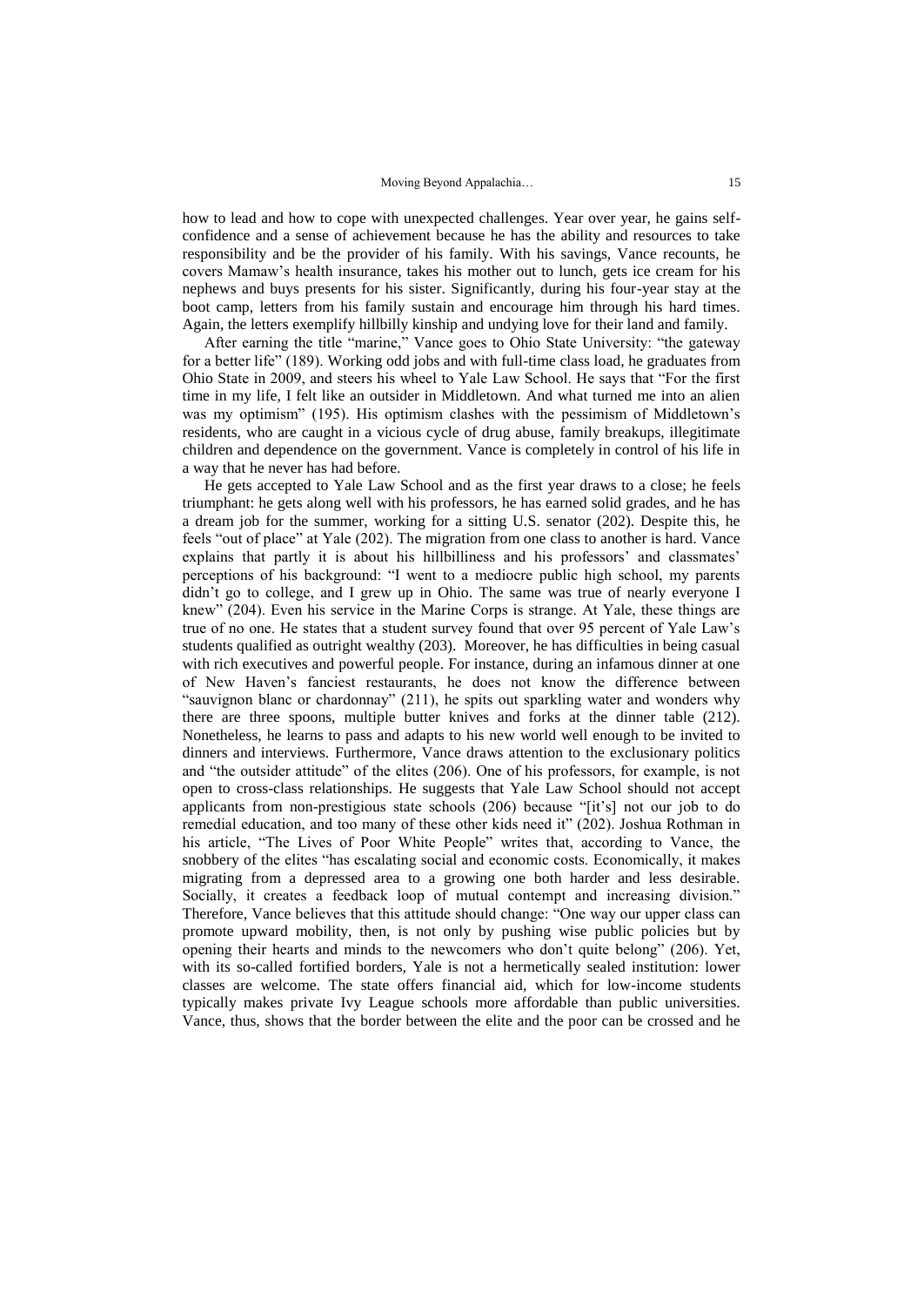how to lead and how to cope with unexpected challenges. Year over year, he gains self-confidence and a sense of achievement because he has the ability and resources to take responsibility and be the provider of his family. With his savings, Vance recounts, he covers Mamaw's health insurance, takes his mother out to lunch, gets ice cream for his nephews and buys presents for his sister. Significantly, during his four-year stay at the boot camp, letters from his family sustain and encourage him through his hard times. Again, the letters exemplify hillbilly kinship and undying love for their land and family.

After earning the title "marine," Vance goes to Ohio State University: "the gateway for a better life" (189). Working odd jobs and with full-time class load, he graduates from Ohio State in 2009, and steers his wheel to Yale Law School. He says that "For the first time in my life, I felt like an outsider in Middletown. And what turned me into an alien was my optimism" (195). His optimism clashes with the pessimism of Middletown's residents, who are caught in a vicious cycle of drug abuse, family breakups, illegitimate children and dependence on the government. Vance is completely in control of his life in a way that he never has had before.

He gets accepted to Yale Law School and as the first year draws to a close; he feels triumphant: he gets along well with his professors, he has earned solid grades, and he has a dream job for the summer, working for a sitting U.S. senator (202). Despite this, he feels "out of place" at Yale (202). The migration from one class to another is hard. Vance explains that partly it is about his hillbilliness and his professors' and classmates' perceptions of his background: "I went to a mediocre public high school, my parents didn't go to college, and I grew up in Ohio. The same was true of nearly everyone I knew" (204). Even his service in the Marine Corps is strange. At Yale, these things are true of no one. He states that a student survey found that over 95 percent of Yale Law's students qualified as outright wealthy (203). Moreover, he has difficulties in being casual with rich executives and powerful people. For instance, during an infamous dinner at one of New Haven's fanciest restaurants, he does not know the difference between "sauvignon blanc or chardonnay" (211), he spits out sparkling water and wonders why there are three spoons, multiple butter knives and forks at the dinner table (212). Nonetheless, he learns to pass and adapts to his new world well enough to be invited to dinners and interviews. Furthermore, Vance draws attention to the exclusionary politics and "the outsider attitude" of the elites (206). One of his professors, for example, is not open to cross-class relationships. He suggests that Yale Law School should not accept applicants from non-prestigious state schools (206) because "[it's] not our job to do remedial education, and too many of these other kids need it" (202). Joshua Rothman in his article, "The Lives of Poor White People" writes that, according to Vance, the snobbery of the elites "has escalating social and economic costs. Economically, it makes migrating from a depressed area to a growing one both harder and less desirable. Socially, it creates a feedback loop of mutual contempt and increasing division." Therefore, Vance believes that this attitude should change: "One way our upper class can promote upward mobility, then, is not only by pushing wise public policies but by opening their hearts and minds to the newcomers who don't quite belong" (206). Yet, with its so-called fortified borders, Yale is not a hermetically sealed institution: lower classes are welcome. The state offers financial aid, which for low-income students typically makes private Ivy League schools more affordable than public universities. Vance, thus, shows that the border between the elite and the poor can be crossed and he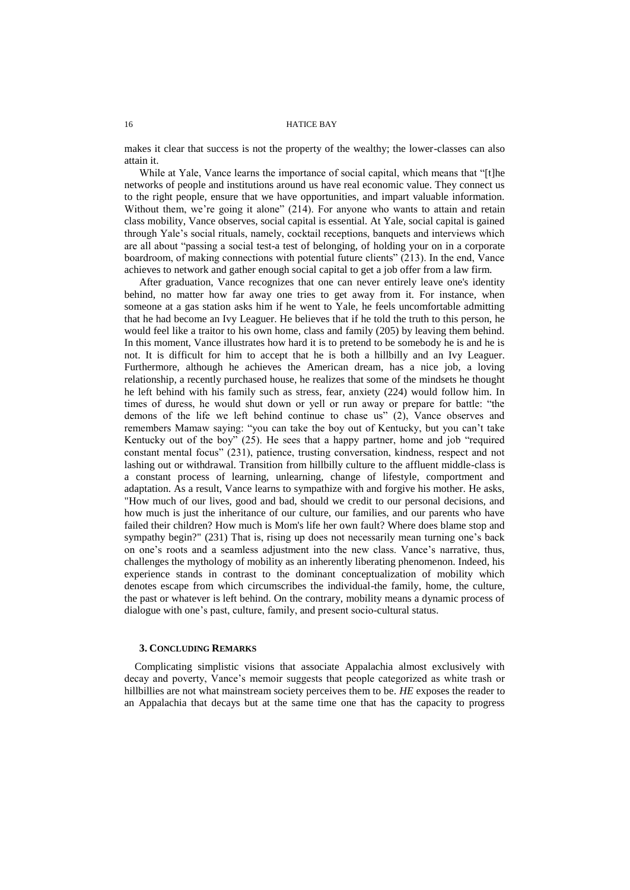makes it clear that success is not the property of the wealthy; the lower-classes can also attain it.

While at Yale, Vance learns the importance of social capital, which means that "[t]he networks of people and institutions around us have real economic value. They connect us to the right people, ensure that we have opportunities, and impart valuable information. Without them, we're going it alone" (214). For anyone who wants to attain and retain class mobility, Vance observes, social capital is essential. At Yale, social capital is gained through Yale's social rituals, namely, cocktail receptions, banquets and interviews which are all about "passing a social test-a test of belonging, of holding your on in a corporate boardroom, of making connections with potential future clients" (213). In the end, Vance achieves to network and gather enough social capital to get a job offer from a law firm.

After graduation, Vance recognizes that one can never entirely leave one's identity behind, no matter how far away one tries to get away from it. For instance, when someone at a gas station asks him if he went to Yale, he feels uncomfortable admitting that he had become an Ivy Leaguer. He believes that if he told the truth to this person, he would feel like a traitor to his own home, class and family (205) by leaving them behind. In this moment, Vance illustrates how hard it is to pretend to be somebody he is and he is not. It is difficult for him to accept that he is both a hillbilly and an Ivy Leaguer. Furthermore, although he achieves the American dream, has a nice job, a loving relationship, a recently purchased house, he realizes that some of the mindsets he thought he left behind with his family such as stress, fear, anxiety (224) would follow him. In times of duress, he would shut down or yell or run away or prepare for battle: "the demons of the life we left behind continue to chase us" (2), Vance observes and remembers Mamaw saying: "you can take the boy out of Kentucky, but you can't take Kentucky out of the boy" (25). He sees that a happy partner, home and job "required constant mental focus" (231), patience, trusting conversation, kindness, respect and not lashing out or withdrawal. Transition from hillbilly culture to the affluent middle-class is a constant process of learning, unlearning, change of lifestyle, comportment and adaptation. As a result, Vance learns to sympathize with and forgive his mother. He asks, "How much of our lives, good and bad, should we credit to our personal decisions, and how much is just the inheritance of our culture, our families, and our parents who have failed their children? How much is Mom's life her own fault? Where does blame stop and sympathy begin?" (231) That is, rising up does not necessarily mean turning one's back on one's roots and a seamless adjustment into the new class. Vance's narrative, thus, challenges the mythology of mobility as an inherently liberating phenomenon. Indeed, his experience stands in contrast to the dominant conceptualization of mobility which denotes escape from which circumscribes the individual-the family, home, the culture, the past or whatever is left behind. On the contrary, mobility means a dynamic process of dialogue with one's past, culture, family, and present socio-cultural status.

## 3. Concluding Remarks

Complicating simplistic visions that associate Appalachia almost exclusively with decay and poverty, Vance's memoir suggests that people categorized as white trash or hillbillies are not what mainstream society perceives them to be. *HE* exposes the reader to an Appalachia that decays but at the same time one that has the capacity to progress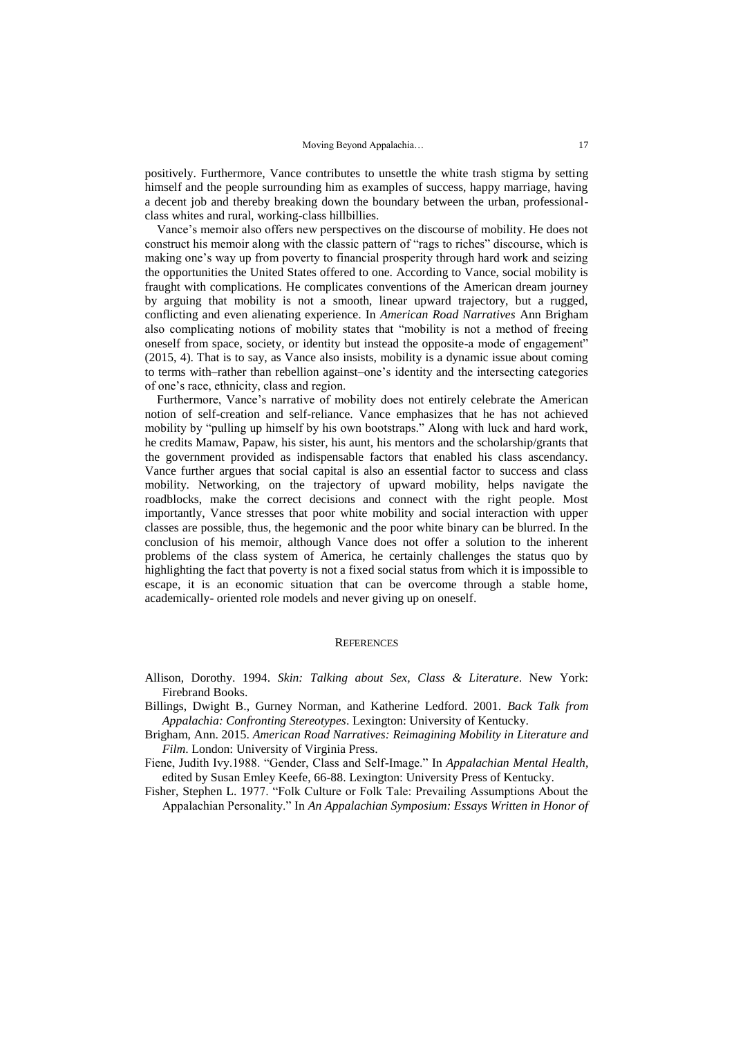positively. Furthermore, Vance contributes to unsettle the white trash stigma by setting himself and the people surrounding him as examples of success, happy marriage, having a decent job and thereby breaking down the boundary between the urban, professional-class whites and rural, working-class hillbillies.

Vance's memoir also offers new perspectives on the discourse of mobility. He does not construct his memoir along with the classic pattern of "rags to riches" discourse, which is making one's way up from poverty to financial prosperity through hard work and seizing the opportunities the United States offered to one. According to Vance, social mobility is fraught with complications. He complicates conventions of the American dream journey by arguing that mobility is not a smooth, linear upward trajectory, but a rugged, conflicting and even alienating experience. In *American Road Narratives* Ann Brigham also complicating notions of mobility states that "mobility is not a method of freeing oneself from space, society, or identity but instead the opposite-a mode of engagement" (2015, 4). That is to say, as Vance also insists, mobility is a dynamic issue about coming to terms with–rather than rebellion against–one's identity and the intersecting categories of one's race, ethnicity, class and region.

Furthermore, Vance's narrative of mobility does not entirely celebrate the American notion of self-creation and self-reliance. Vance emphasizes that he has not achieved mobility by "pulling up himself by his own bootstraps." Along with luck and hard work, he credits Mamaw, Papaw, his sister, his aunt, his mentors and the scholarship/grants that the government provided as indispensable factors that enabled his class ascendancy. Vance further argues that social capital is also an essential factor to success and class mobility. Networking, on the trajectory of upward mobility, helps navigate the roadblocks, make the correct decisions and connect with the right people. Most importantly, Vance stresses that poor white mobility and social interaction with upper classes are possible, thus, the hegemonic and the poor white binary can be blurred. In the conclusion of his memoir, although Vance does not offer a solution to the inherent problems of the class system of America, he certainly challenges the status quo by highlighting the fact that poverty is not a fixed social status from which it is impossible to escape, it is an economic situation that can be overcome through a stable home, academically- oriented role models and never giving up on oneself.

## REFERENCES

Allison, Dorothy. 1994. *Skin: Talking about Sex, Class & Literature*. New York: Firebrand Books.

Billings, Dwight B., Gurney Norman, and Katherine Ledford. 2001. *Back Talk from Appalachia: Confronting Stereotypes*. Lexington: University of Kentucky.

Brigham, Ann. 2015. *American Road Narratives: Reimagining Mobility in Literature and Film*. London: University of Virginia Press.

Fiene, Judith Ivy.1988. "Gender, Class and Self-Image." In *Appalachian Mental Health*, edited by Susan Emley Keefe, 66-88. Lexington: University Press of Kentucky.

Fisher, Stephen L. 1977. "Folk Culture or Folk Tale: Prevailing Assumptions About the Appalachian Personality." In *An Appalachian Symposium: Essays Written in Honor of*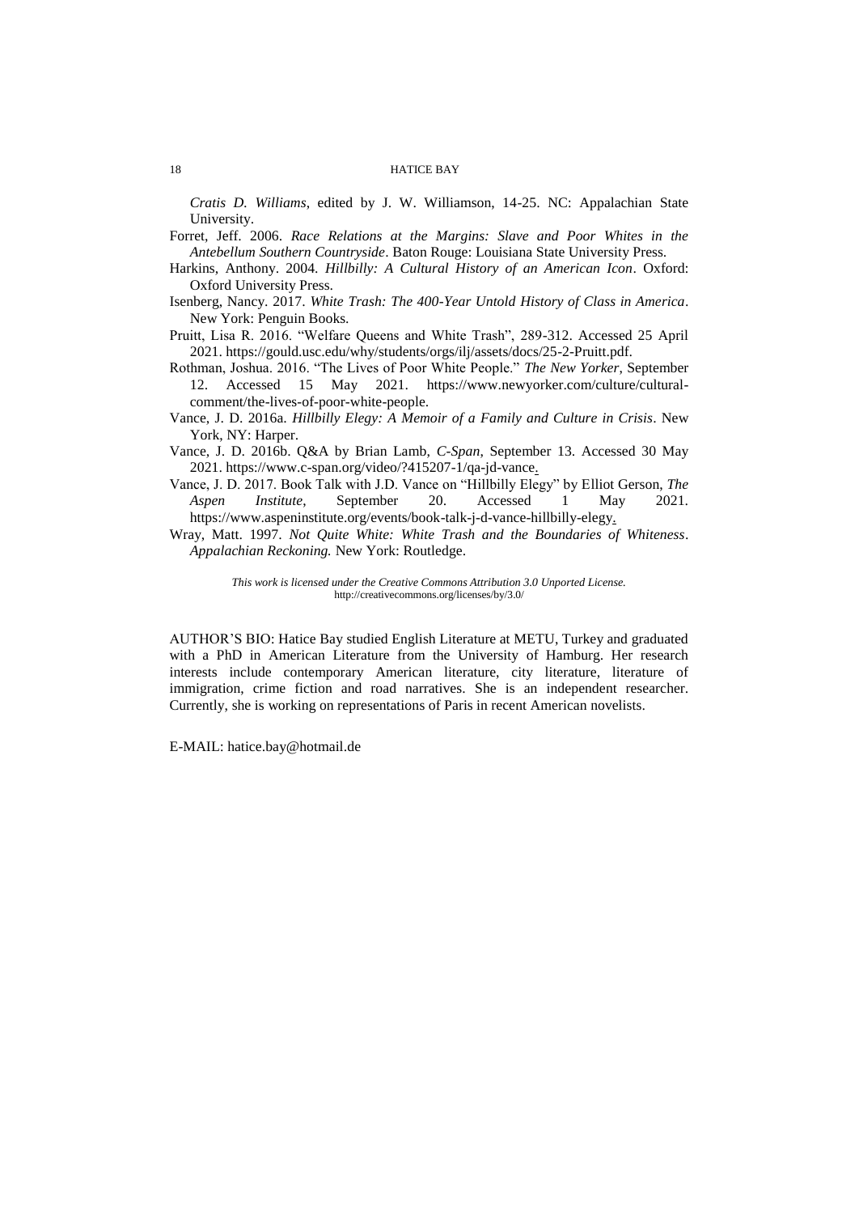*Cratis D. Williams*, edited by J. W. Williamson, 14-25. NC: Appalachian State University.

Forret, Jeff. 2006. *Race Relations at the Margins: Slave and Poor Whites in the Antebellum Southern Countryside*. Baton Rouge: Louisiana State University Press.

Harkins, Anthony. 2004. *Hillbilly: A Cultural History of an American Icon*. Oxford: Oxford University Press.

Isenberg, Nancy. 2017. *White Trash: The 400-Year Untold History of Class in America*. New York: Penguin Books.

Pruitt, Lisa R. 2016. "Welfare Queens and White Trash", 289-312. Accessed 25 April 2021. https://gould.usc.edu/why/students/orgs/ilj/assets/docs/25-2-Pruitt.pdf.

Rothman, Joshua. 2016. "The Lives of Poor White People." *The New Yorker*, September 12. Accessed 15 May 2021. https://www.newyorker.com/culture/cultural-comment/the-lives-of-poor-white-people.

Vance, J. D. 2016a. *Hillbilly Elegy: A Memoir of a Family and Culture in Crisis*. New York, NY: Harper.

Vance, J. D. 2016b. Q&A by Brian Lamb, *C-Span*, September 13. Accessed 30 May 2021. https://www.c-span.org/video/?415207-1/qa-jd-vance.

Vance, J. D. 2017. Book Talk with J.D. Vance on "Hillbilly Elegy" by Elliot Gerson, *The Aspen Institute*, September 20. Accessed 1 May 2021. https://www.aspeninstitute.org/events/book-talk-j-d-vance-hillbilly-elegy.

Wray, Matt. 1997. *Not Quite White: White Trash and the Boundaries of Whiteness*. *Appalachian Reckoning.* New York: Routledge.

*This work is licensed under the Creative Commons Attribution 3.0 Unported License.*
http://creativecommons.org/licenses/by/3.0/

AUTHOR'S BIO: Hatice Bay studied English Literature at METU, Turkey and graduated with a PhD in American Literature from the University of Hamburg. Her research interests include contemporary American literature, city literature, literature of immigration, crime fiction and road narratives. She is an independent researcher. Currently, she is working on representations of Paris in recent American novelists.

E-MAIL: hatice.bay@hotmail.de